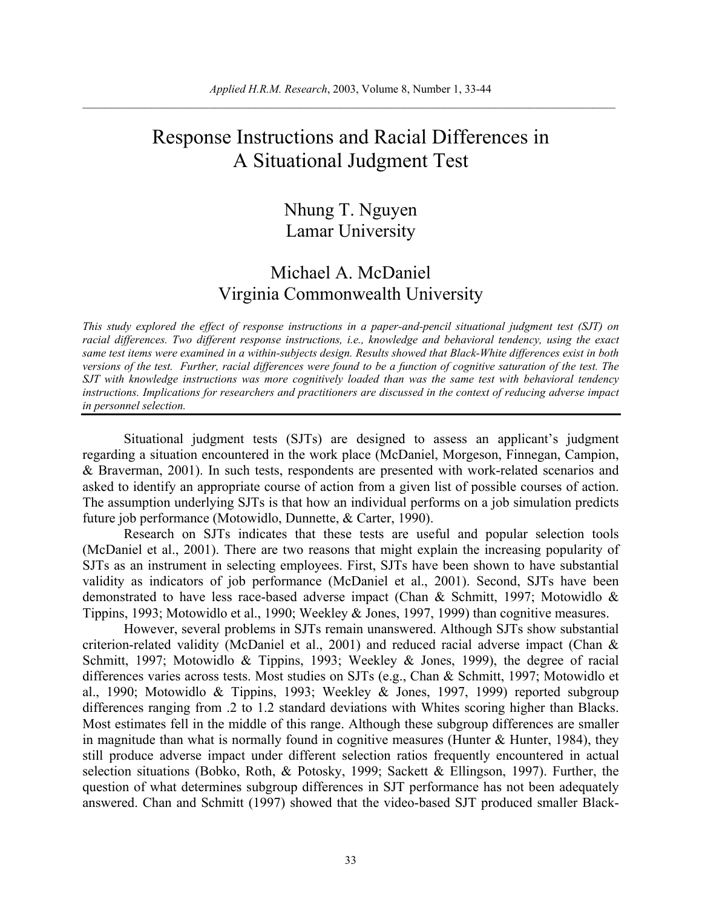# Response Instructions and Racial Differences in A Situational Judgment Test

Nhung T. Nguyen
Lamar University

Michael A. McDaniel
Virginia Commonwealth University

*This study explored the effect of response instructions in a paper-and-pencil situational judgment test (SJT) on racial differences. Two different response instructions, i.e., knowledge and behavioral tendency, using the exact same test items were examined in a within-subjects design. Results showed that Black-White differences exist in both versions of the test. Further, racial differences were found to be a function of cognitive saturation of the test. The SJT with knowledge instructions was more cognitively loaded than was the same test with behavioral tendency instructions. Implications for researchers and practitioners are discussed in the context of reducing adverse impact in personnel selection.*

Situational judgment tests (SJTs) are designed to assess an applicant's judgment regarding a situation encountered in the work place (McDaniel, Morgeson, Finnegan, Campion, & Braverman, 2001). In such tests, respondents are presented with work-related scenarios and asked to identify an appropriate course of action from a given list of possible courses of action. The assumption underlying SJTs is that how an individual performs on a job simulation predicts future job performance (Motowidlo, Dunnette, & Carter, 1990).

Research on SJTs indicates that these tests are useful and popular selection tools (McDaniel et al., 2001). There are two reasons that might explain the increasing popularity of SJTs as an instrument in selecting employees. First, SJTs have been shown to have substantial validity as indicators of job performance (McDaniel et al., 2001). Second, SJTs have been demonstrated to have less race-based adverse impact (Chan & Schmitt, 1997; Motowidlo & Tippins, 1993; Motowidlo et al., 1990; Weekley & Jones, 1997, 1999) than cognitive measures.

However, several problems in SJTs remain unanswered. Although SJTs show substantial criterion-related validity (McDaniel et al., 2001) and reduced racial adverse impact (Chan & Schmitt, 1997; Motowidlo & Tippins, 1993; Weekley & Jones, 1999), the degree of racial differences varies across tests. Most studies on SJTs (e.g., Chan & Schmitt, 1997; Motowidlo et al., 1990; Motowidlo & Tippins, 1993; Weekley & Jones, 1997, 1999) reported subgroup differences ranging from .2 to 1.2 standard deviations with Whites scoring higher than Blacks. Most estimates fell in the middle of this range. Although these subgroup differences are smaller in magnitude than what is normally found in cognitive measures (Hunter & Hunter, 1984), they still produce adverse impact under different selection ratios frequently encountered in actual selection situations (Bobko, Roth, & Potosky, 1999; Sackett & Ellingson, 1997). Further, the question of what determines subgroup differences in SJT performance has not been adequately answered. Chan and Schmitt (1997) showed that the video-based SJT produced smaller Black-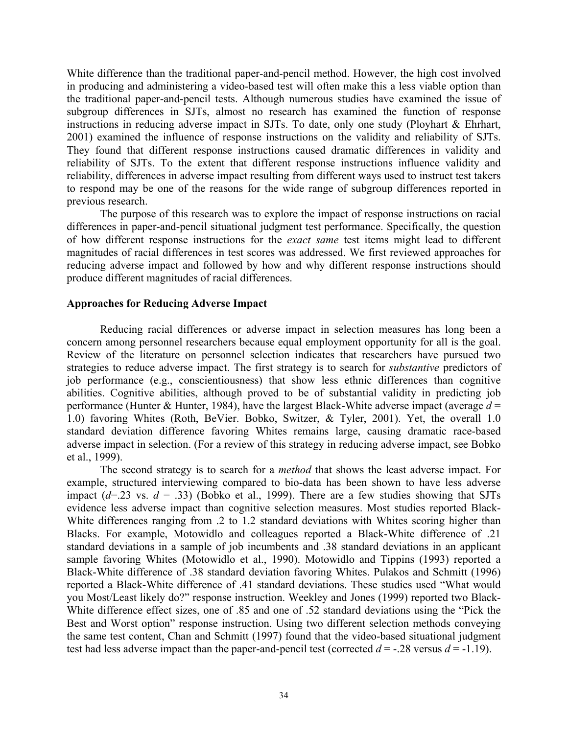White difference than the traditional paper-and-pencil method. However, the high cost involved in producing and administering a video-based test will often make this a less viable option than the traditional paper-and-pencil tests. Although numerous studies have examined the issue of subgroup differences in SJTs, almost no research has examined the function of response instructions in reducing adverse impact in SJTs. To date, only one study (Ployhart & Ehrhart, 2001) examined the influence of response instructions on the validity and reliability of SJTs. They found that different response instructions caused dramatic differences in validity and reliability of SJTs. To the extent that different response instructions influence validity and reliability, differences in adverse impact resulting from different ways used to instruct test takers to respond may be one of the reasons for the wide range of subgroup differences reported in previous research.

The purpose of this research was to explore the impact of response instructions on racial differences in paper-and-pencil situational judgment test performance. Specifically, the question of how different response instructions for the *exact same* test items might lead to different magnitudes of racial differences in test scores was addressed. We first reviewed approaches for reducing adverse impact and followed by how and why different response instructions should produce different magnitudes of racial differences.

### Approaches for Reducing Adverse Impact

Reducing racial differences or adverse impact in selection measures has long been a concern among personnel researchers because equal employment opportunity for all is the goal. Review of the literature on personnel selection indicates that researchers have pursued two strategies to reduce adverse impact. The first strategy is to search for *substantive* predictors of job performance (e.g., conscientiousness) that show less ethnic differences than cognitive abilities. Cognitive abilities, although proved to be of substantial validity in predicting job performance (Hunter & Hunter, 1984), have the largest Black-White adverse impact (average $d$ = 1.0) favoring Whites (Roth, BeVier. Bobko, Switzer, & Tyler, 2001). Yet, the overall 1.0 standard deviation difference favoring Whites remains large, causing dramatic race-based adverse impact in selection. (For a review of this strategy in reducing adverse impact, see Bobko et al., 1999).

The second strategy is to search for a *method* that shows the least adverse impact. For example, structured interviewing compared to bio-data has been shown to have less adverse impact ($d$=.23 vs. $d$ = .33) (Bobko et al., 1999). There are a few studies showing that SJTs evidence less adverse impact than cognitive selection measures. Most studies reported Black-White differences ranging from .2 to 1.2 standard deviations with Whites scoring higher than Blacks. For example, Motowidlo and colleagues reported a Black-White difference of .21 standard deviations in a sample of job incumbents and .38 standard deviations in an applicant sample favoring Whites (Motowidlo et al., 1990). Motowidlo and Tippins (1993) reported a Black-White difference of .38 standard deviation favoring Whites. Pulakos and Schmitt (1996) reported a Black-White difference of .41 standard deviations. These studies used "What would you Most/Least likely do?" response instruction. Weekley and Jones (1999) reported two Black-White difference effect sizes, one of .85 and one of .52 standard deviations using the "Pick the Best and Worst option" response instruction. Using two different selection methods conveying the same test content, Chan and Schmitt (1997) found that the video-based situational judgment test had less adverse impact than the paper-and-pencil test (corrected $d$ = -.28 versus $d$ = -1.19).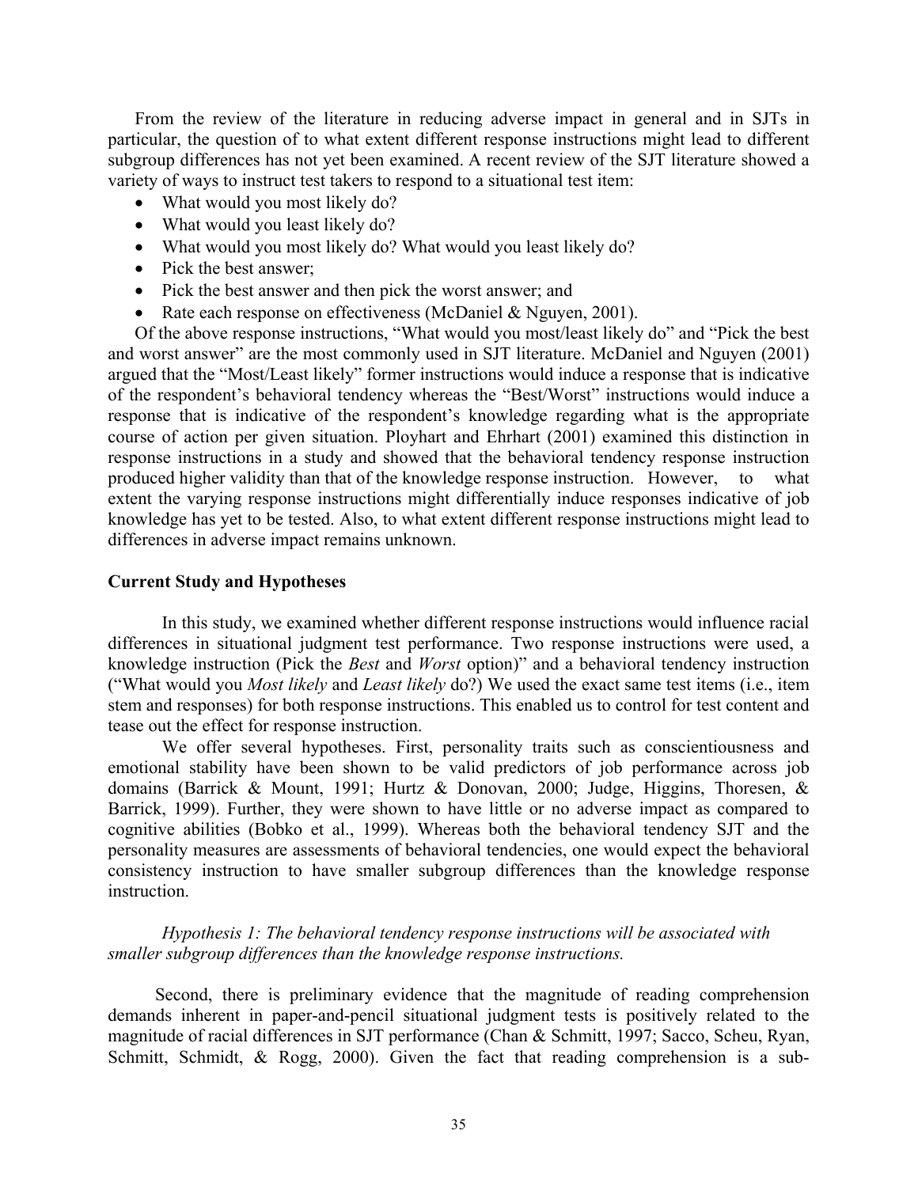From the review of the literature in reducing adverse impact in general and in SJTs in particular, the question of to what extent different response instructions might lead to different subgroup differences has not yet been examined. A recent review of the SJT literature showed a variety of ways to instruct test takers to respond to a situational test item:

- What would you most likely do?
- What would you least likely do?
- What would you most likely do? What would you least likely do?
- Pick the best answer;
- Pick the best answer and then pick the worst answer; and
- Rate each response on effectiveness (McDaniel & Nguyen, 2001).

Of the above response instructions, "What would you most/least likely do" and "Pick the best and worst answer" are the most commonly used in SJT literature. McDaniel and Nguyen (2001) argued that the "Most/Least likely" former instructions would induce a response that is indicative of the respondent's behavioral tendency whereas the "Best/Worst" instructions would induce a response that is indicative of the respondent's knowledge regarding what is the appropriate course of action per given situation. Ployhart and Ehrhart (2001) examined this distinction in response instructions in a study and showed that the behavioral tendency response instruction produced higher validity than that of the knowledge response instruction. However, to what extent the varying response instructions might differentially induce responses indicative of job knowledge has yet to be tested. Also, to what extent different response instructions might lead to differences in adverse impact remains unknown.

### Current Study and Hypotheses

In this study, we examined whether different response instructions would influence racial differences in situational judgment test performance. Two response instructions were used, a knowledge instruction (Pick the *Best* and *Worst* option)" and a behavioral tendency instruction ("What would you *Most likely* and *Least likely* do?) We used the exact same test items (i.e., item stem and responses) for both response instructions. This enabled us to control for test content and tease out the effect for response instruction.

We offer several hypotheses. First, personality traits such as conscientiousness and emotional stability have been shown to be valid predictors of job performance across job domains (Barrick & Mount, 1991; Hurtz & Donovan, 2000; Judge, Higgins, Thoresen, & Barrick, 1999). Further, they were shown to have little or no adverse impact as compared to cognitive abilities (Bobko et al., 1999). Whereas both the behavioral tendency SJT and the personality measures are assessments of behavioral tendencies, one would expect the behavioral consistency instruction to have smaller subgroup differences than the knowledge response instruction.

*Hypothesis 1: The behavioral tendency response instructions will be associated with smaller subgroup differences than the knowledge response instructions.*

Second, there is preliminary evidence that the magnitude of reading comprehension demands inherent in paper-and-pencil situational judgment tests is positively related to the magnitude of racial differences in SJT performance (Chan & Schmitt, 1997; Sacco, Scheu, Ryan, Schmitt, Schmidt, & Rogg, 2000). Given the fact that reading comprehension is a sub-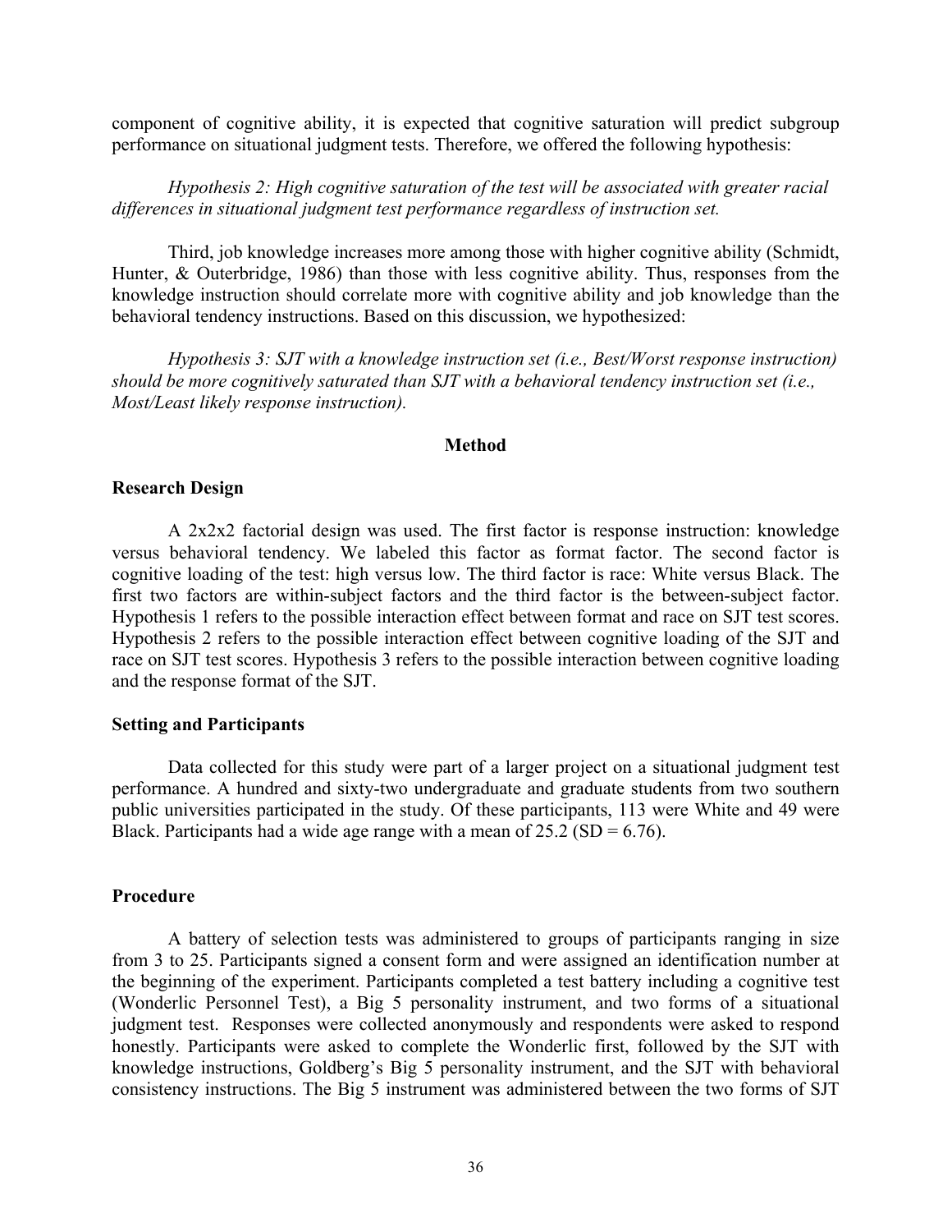component of cognitive ability, it is expected that cognitive saturation will predict subgroup performance on situational judgment tests. Therefore, we offered the following hypothesis:

*Hypothesis 2: High cognitive saturation of the test will be associated with greater racial differences in situational judgment test performance regardless of instruction set.*

Third, job knowledge increases more among those with higher cognitive ability (Schmidt, Hunter, & Outerbridge, 1986) than those with less cognitive ability. Thus, responses from the knowledge instruction should correlate more with cognitive ability and job knowledge than the behavioral tendency instructions. Based on this discussion, we hypothesized:

*Hypothesis 3: SJT with a knowledge instruction set (i.e., Best/Worst response instruction) should be more cognitively saturated than SJT with a behavioral tendency instruction set (i.e., Most/Least likely response instruction).*

## Method

### Research Design

A 2x2x2 factorial design was used. The first factor is response instruction: knowledge versus behavioral tendency. We labeled this factor as format factor. The second factor is cognitive loading of the test: high versus low. The third factor is race: White versus Black. The first two factors are within-subject factors and the third factor is the between-subject factor. Hypothesis 1 refers to the possible interaction effect between format and race on SJT test scores. Hypothesis 2 refers to the possible interaction effect between cognitive loading of the SJT and race on SJT test scores. Hypothesis 3 refers to the possible interaction between cognitive loading and the response format of the SJT.

### Setting and Participants

Data collected for this study were part of a larger project on a situational judgment test performance. A hundred and sixty-two undergraduate and graduate students from two southern public universities participated in the study. Of these participants, 113 were White and 49 were Black. Participants had a wide age range with a mean of 25.2 (SD = 6.76).

### Procedure

A battery of selection tests was administered to groups of participants ranging in size from 3 to 25. Participants signed a consent form and were assigned an identification number at the beginning of the experiment. Participants completed a test battery including a cognitive test (Wonderlic Personnel Test), a Big 5 personality instrument, and two forms of a situational judgment test. Responses were collected anonymously and respondents were asked to respond honestly. Participants were asked to complete the Wonderlic first, followed by the SJT with knowledge instructions, Goldberg's Big 5 personality instrument, and the SJT with behavioral consistency instructions. The Big 5 instrument was administered between the two forms of SJT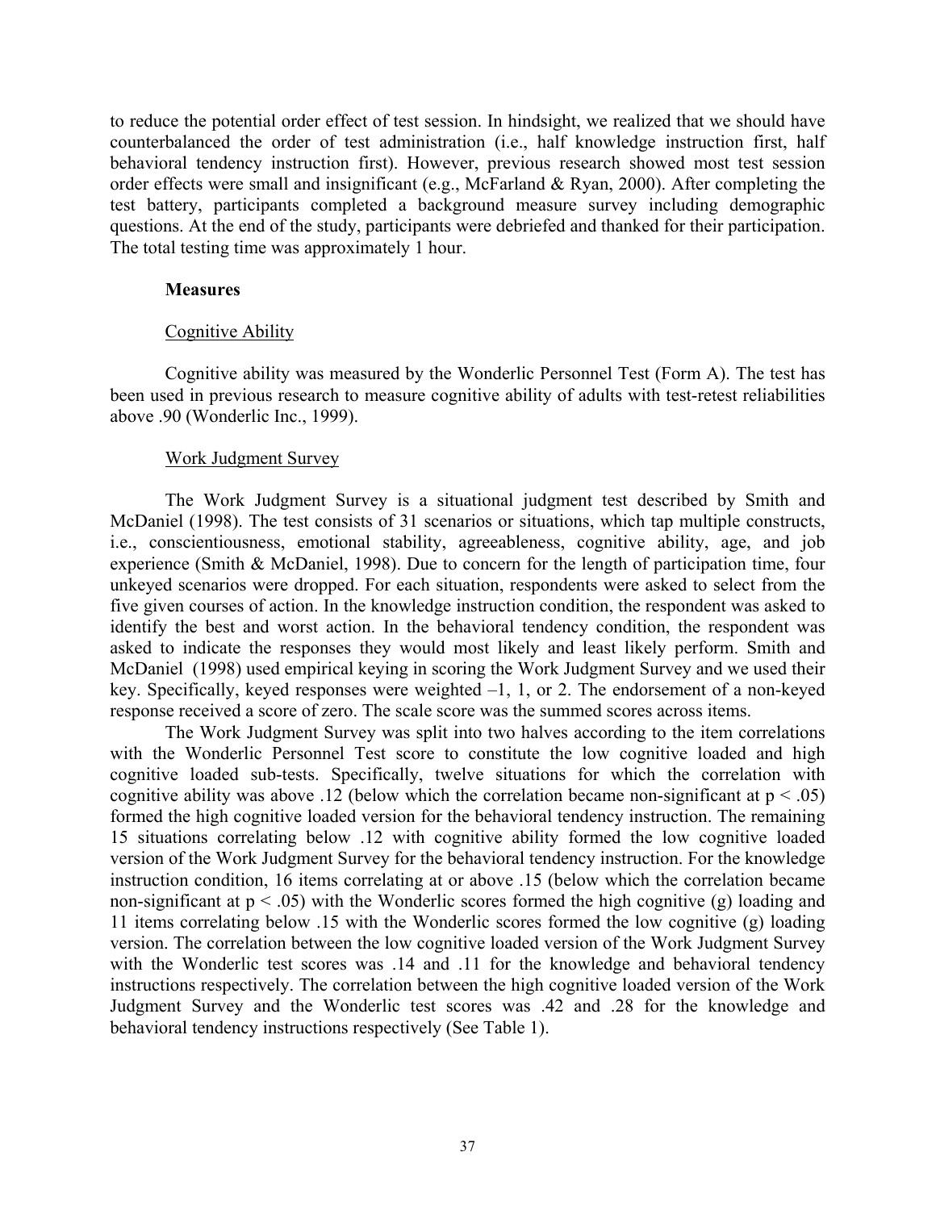to reduce the potential order effect of test session. In hindsight, we realized that we should have counterbalanced the order of test administration (i.e., half knowledge instruction first, half behavioral tendency instruction first). However, previous research showed most test session order effects were small and insignificant (e.g., McFarland & Ryan, 2000). After completing the test battery, participants completed a background measure survey including demographic questions. At the end of the study, participants were debriefed and thanked for their participation. The total testing time was approximately 1 hour.

**Measures**

Cognitive Ability

Cognitive ability was measured by the Wonderlic Personnel Test (Form A). The test has been used in previous research to measure cognitive ability of adults with test-retest reliabilities above .90 (Wonderlic Inc., 1999).

Work Judgment Survey

The Work Judgment Survey is a situational judgment test described by Smith and McDaniel (1998). The test consists of 31 scenarios or situations, which tap multiple constructs, i.e., conscientiousness, emotional stability, agreeableness, cognitive ability, age, and job experience (Smith & McDaniel, 1998). Due to concern for the length of participation time, four unkeyed scenarios were dropped. For each situation, respondents were asked to select from the five given courses of action. In the knowledge instruction condition, the respondent was asked to identify the best and worst action. In the behavioral tendency condition, the respondent was asked to indicate the responses they would most likely and least likely perform. Smith and McDaniel (1998) used empirical keying in scoring the Work Judgment Survey and we used their key. Specifically, keyed responses were weighted –1, 1, or 2. The endorsement of a non-keyed response received a score of zero. The scale score was the summed scores across items.

The Work Judgment Survey was split into two halves according to the item correlations with the Wonderlic Personnel Test score to constitute the low cognitive loaded and high cognitive loaded sub-tests. Specifically, twelve situations for which the correlation with cognitive ability was above .12 (below which the correlation became non-significant at $p < .05$) formed the high cognitive loaded version for the behavioral tendency instruction. The remaining 15 situations correlating below .12 with cognitive ability formed the low cognitive loaded version of the Work Judgment Survey for the behavioral tendency instruction. For the knowledge instruction condition, 16 items correlating at or above .15 (below which the correlation became non-significant at $p < .05$) with the Wonderlic scores formed the high cognitive (g) loading and 11 items correlating below .15 with the Wonderlic scores formed the low cognitive (g) loading version. The correlation between the low cognitive loaded version of the Work Judgment Survey with the Wonderlic test scores was .14 and .11 for the knowledge and behavioral tendency instructions respectively. The correlation between the high cognitive loaded version of the Work Judgment Survey and the Wonderlic test scores was .42 and .28 for the knowledge and behavioral tendency instructions respectively (See Table 1).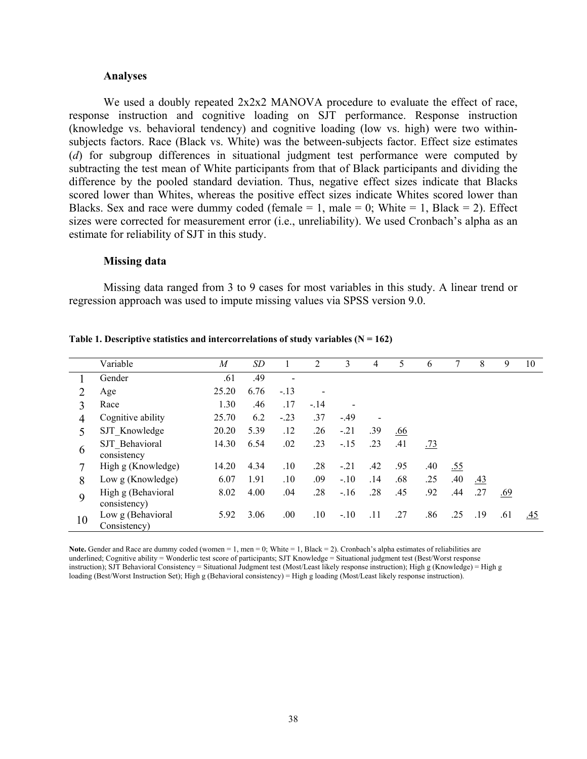### Analyses

We used a doubly repeated 2x2x2 MANOVA procedure to evaluate the effect of race, response instruction and cognitive loading on SJT performance. Response instruction (knowledge vs. behavioral tendency) and cognitive loading (low vs. high) were two within-subjects factors. Race (Black vs. White) was the between-subjects factor. Effect size estimates (*d*) for subgroup differences in situational judgment test performance were computed by subtracting the test mean of White participants from that of Black participants and dividing the difference by the pooled standard deviation. Thus, negative effect sizes indicate that Blacks scored lower than Whites, whereas the positive effect sizes indicate Whites scored lower than Blacks. Sex and race were dummy coded (female = 1, male = 0; White = 1, Black = 2). Effect sizes were corrected for measurement error (i.e., unreliability). We used Cronbach's alpha as an estimate for reliability of SJT in this study.

### Missing data

Missing data ranged from 3 to 9 cases for most variables in this study. A linear trend or regression approach was used to impute missing values via SPSS version 9.0.

**Table 1. Descriptive statistics and intercorrelations of study variables (N = 162)**

| | Variable | *M* | *SD* | 1 | 2 | 3 | 4 | 5 | 6 | 7 | 8 | 9 | 10 |
|---|---|---|---|---|---|---|---|---|---|---|---|---|---|
| 1 | Gender | .61 | .49 | - | | | | | | | | | |
| 2 | Age | 25.20 | 6.76 | -.13 | - | | | | | | | | |
| 3 | Race | 1.30 | .46 | .17 | -.14 | - | | | | | | | |
| 4 | Cognitive ability | 25.70 | 6.2 | -.23 | .37 | -.49 | - | | | | | | |
| 5 | SJT_Knowledge | 20.20 | 5.39 | .12 | .26 | -.21 | .39 | <u>.66</u> | | | | | |
| 6 | SJT_Behavioral consistency | 14.30 | 6.54 | .02 | .23 | -.15 | .23 | .41 | <u>.73</u> | | | | |
| 7 | High g (Knowledge) | 14.20 | 4.34 | .10 | .28 | -.21 | .42 | .95 | .40 | <u>.55</u> | | | |
| 8 | Low g (Knowledge) | 6.07 | 1.91 | .10 | .09 | -.10 | .14 | .68 | .25 | .40 | <u>.43</u> | | |
| 9 | High g (Behavioral consistency) | 8.02 | 4.00 | .04 | .28 | -.16 | .28 | .45 | .92 | .44 | .27 | <u>.69</u> | |
| 10 | Low g (Behavioral Consistency) | 5.92 | 3.06 | .00 | .10 | -.10 | .11 | .27 | .86 | .25 | .19 | .61 | <u>.45</u> |

**Note.** Gender and Race are dummy coded (women = 1, men = 0; White = 1, Black = 2). Cronbach's alpha estimates of reliabilities are underlined; Cognitive ability = Wonderlic test score of participants; SJT Knowledge = Situational judgment test (Best/Worst response instruction); SJT Behavioral Consistency = Situational Judgment test (Most/Least likely response instruction); High g (Knowledge) = High g loading (Best/Worst Instruction Set); High g (Behavioral consistency) = High g loading (Most/Least likely response instruction).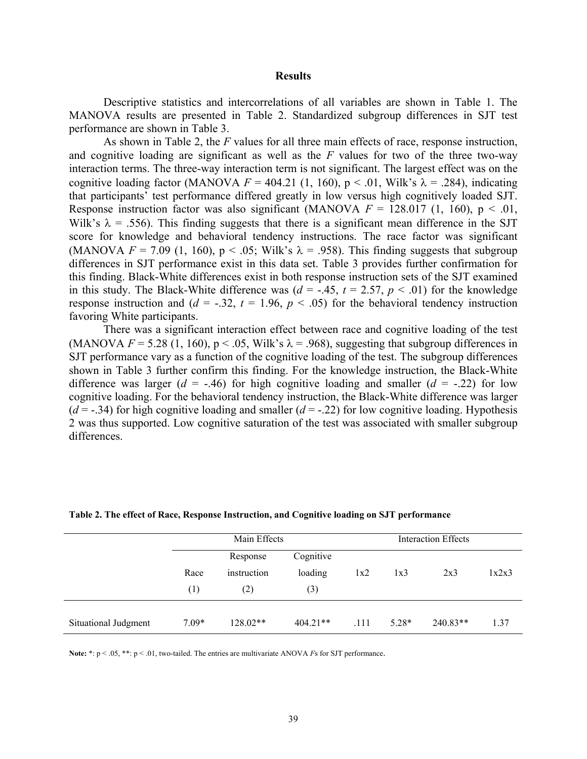## Results

Descriptive statistics and intercorrelations of all variables are shown in Table 1. The MANOVA results are presented in Table 2. Standardized subgroup differences in SJT test performance are shown in Table 3.

As shown in Table 2, the *F* values for all three main effects of race, response instruction, and cognitive loading are significant as well as the *F* values for two of the three two-way interaction terms. The three-way interaction term is not significant. The largest effect was on the cognitive loading factor (MANOVA $F = 404.21$ (1, 160), $p < .01$, Wilk's $\lambda = .284$), indicating that participants' test performance differed greatly in low versus high cognitively loaded SJT. Response instruction factor was also significant (MANOVA $F = 128.017$ (1, 160), $p < .01$, Wilk's $\lambda = .556$). This finding suggests that there is a significant mean difference in the SJT score for knowledge and behavioral tendency instructions. The race factor was significant (MANOVA $F = 7.09$ (1, 160), $p < .05$; Wilk's $\lambda = .958$). This finding suggests that subgroup differences in SJT performance exist in this data set. Table 3 provides further confirmation for this finding. Black-White differences exist in both response instruction sets of the SJT examined in this study. The Black-White difference was ($d = -.45$, $t = 2.57$, $p < .01$) for the knowledge response instruction and ($d = -.32$, $t = 1.96$, $p < .05$) for the behavioral tendency instruction favoring White participants.

There was a significant interaction effect between race and cognitive loading of the test (MANOVA $F = 5.28$ (1, 160), $p < .05$, Wilk's $\lambda = .968$), suggesting that subgroup differences in SJT performance vary as a function of the cognitive loading of the test. The subgroup differences shown in Table 3 further confirm this finding. For the knowledge instruction, the Black-White difference was larger ($d = -.46$) for high cognitive loading and smaller ($d = -.22$) for low cognitive loading. For the behavioral tendency instruction, the Black-White difference was larger ($d = -.34$) for high cognitive loading and smaller ($d = -.22$) for low cognitive loading. Hypothesis 2 was thus supported. Low cognitive saturation of the test was associated with smaller subgroup differences.

**Table 2. The effect of Race, Response Instruction, and Cognitive loading on SJT performance**

| | Main Effects | | | Interaction Effects | | | |
|---|---|---|---|---|---|---|---|
| | Race (1) | Response instruction (2) | Cognitive loading (3) | 1x2 | 1x3 | 2x3 | 1x2x3 |
| Situational Judgment | 7.09* | 128.02** | 404.21** | .111 | 5.28* | 240.83** | 1.37 |

**Note:** *: p < .05, **: p < .01, two-tailed. The entries are multivariate ANOVA *F*s for SJT performance.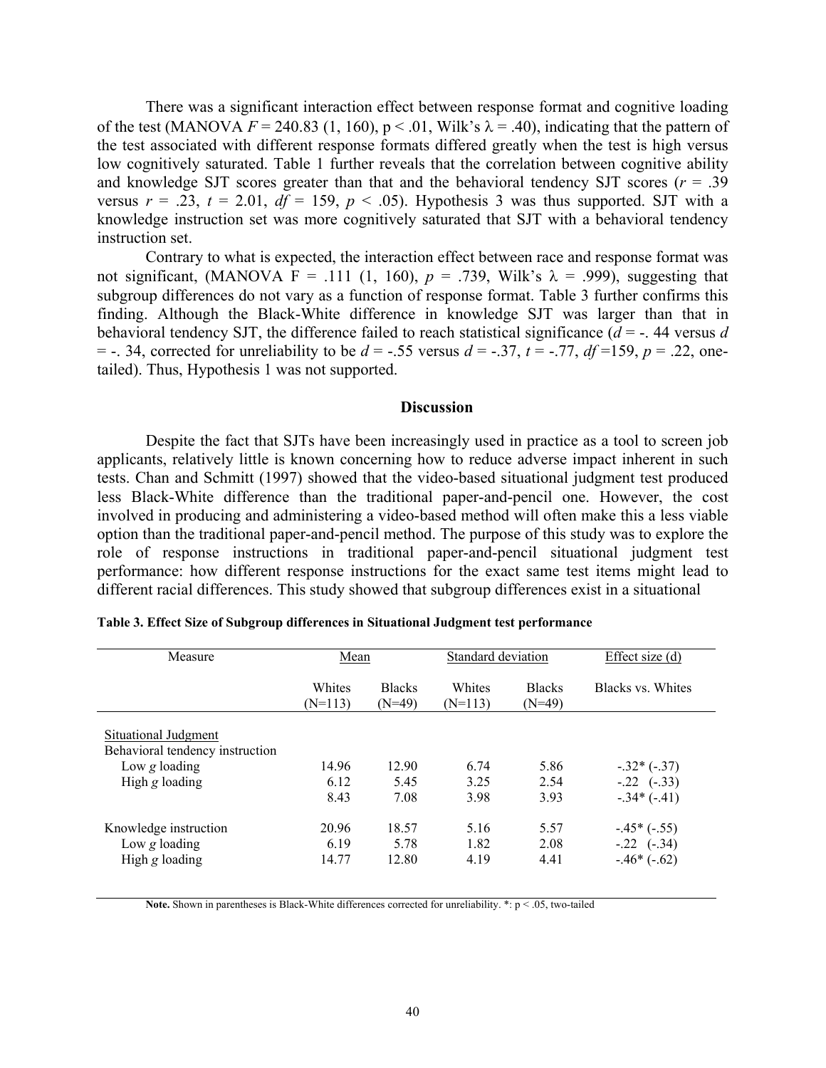There was a significant interaction effect between response format and cognitive loading of the test (MANOVA $F = 240.83$ (1, 160), $p < .01$, Wilk's $\lambda = .40$), indicating that the pattern of the test associated with different response formats differed greatly when the test is high versus low cognitively saturated. Table 1 further reveals that the correlation between cognitive ability and knowledge SJT scores greater than that and the behavioral tendency SJT scores ($r = .39$ versus $r = .23$, $t = 2.01$, $df = 159$, $p < .05$). Hypothesis 3 was thus supported. SJT with a knowledge instruction set was more cognitively saturated that SJT with a behavioral tendency instruction set.

Contrary to what is expected, the interaction effect between race and response format was not significant, (MANOVA F = .111 (1, 160), $p = .739$, Wilk's $\lambda = .999$), suggesting that subgroup differences do not vary as a function of response format. Table 3 further confirms this finding. Although the Black-White difference in knowledge SJT was larger than that in behavioral tendency SJT, the difference failed to reach statistical significance ($d = -.44$ versus $d = -.34$, corrected for unreliability to be $d = -.55$ versus $d = -.37$, $t = -.77$, $df = 159$, $p = .22$, one-tailed). Thus, Hypothesis 1 was not supported.

## Discussion

Despite the fact that SJTs have been increasingly used in practice as a tool to screen job applicants, relatively little is known concerning how to reduce adverse impact inherent in such tests. Chan and Schmitt (1997) showed that the video-based situational judgment test produced less Black-White difference than the traditional paper-and-pencil one. However, the cost involved in producing and administering a video-based method will often make this a less viable option than the traditional paper-and-pencil method. The purpose of this study was to explore the role of response instructions in traditional paper-and-pencil situational judgment test performance: how different response instructions for the exact same test items might lead to different racial differences. This study showed that subgroup differences exist in a situational

**Table 3. Effect Size of Subgroup differences in Situational Judgment test performance**

| Measure | Mean | | Standard deviation | | Effect size (d) |
|---|---|---|---|---|---|
| | Whites (N=113) | Blacks (N=49) | Whites (N=113) | Blacks (N=49) | Blacks vs. Whites |
| Situational Judgment | | | | | |
| Behavioral tendency instruction | | | | | |
| Low *g* loading | 14.96 | 12.90 | 6.74 | 5.86 | -.32* (-.37) |
| High *g* loading | 6.12 | 5.45 | 3.25 | 2.54 | -.22 (-.33) |
| | 8.43 | 7.08 | 3.98 | 3.93 | -.34* (-.41) |
| Knowledge instruction | 20.96 | 18.57 | 5.16 | 5.57 | -.45* (-.55) |
| Low *g* loading | 6.19 | 5.78 | 1.82 | 2.08 | -.22 (-.34) |
| High *g* loading | 14.77 | 12.80 | 4.19 | 4.41 | -.46* (-.62) |

**Note.** Shown in parentheses is Black-White differences corrected for unreliability. *: $p < .05$, two-tailed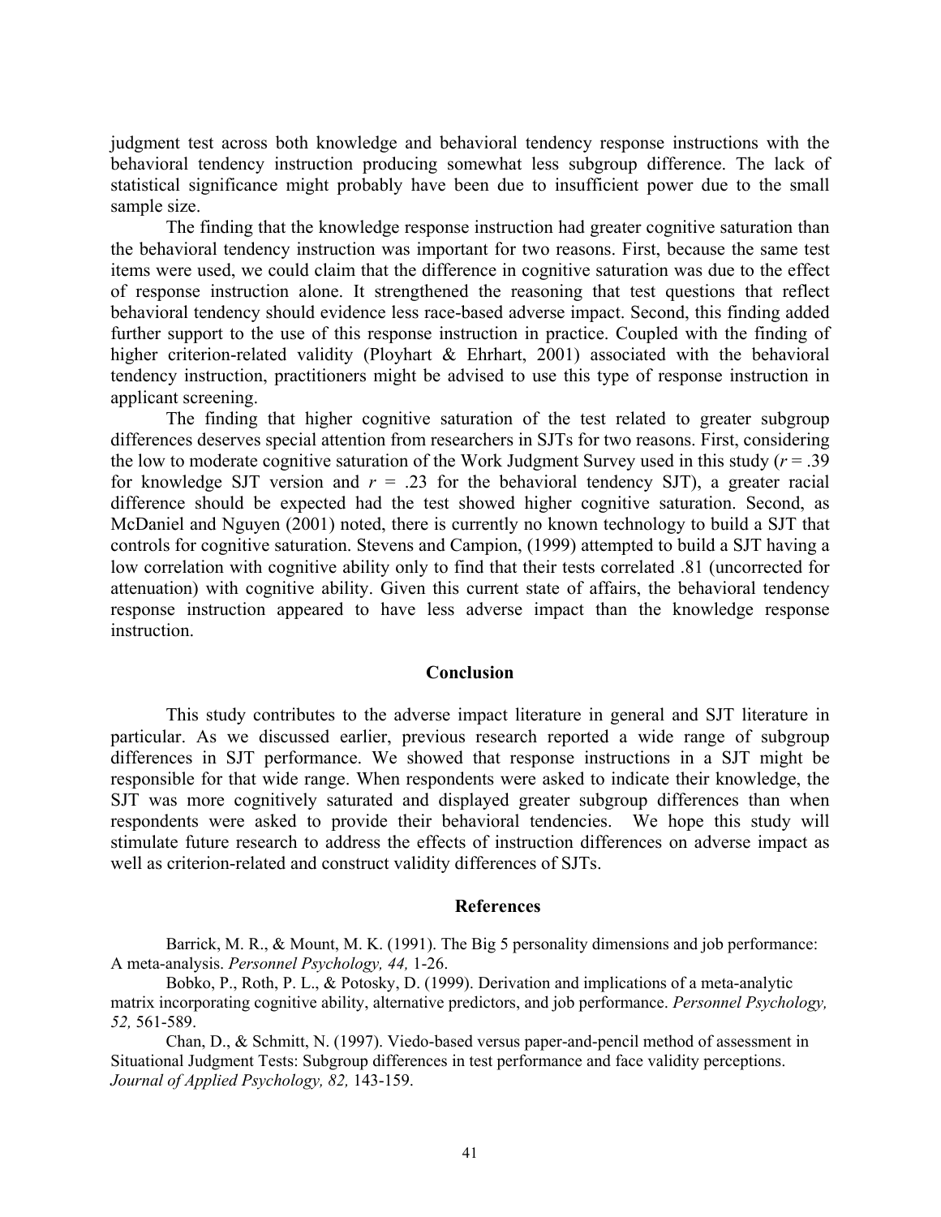judgment test across both knowledge and behavioral tendency response instructions with the behavioral tendency instruction producing somewhat less subgroup difference. The lack of statistical significance might probably have been due to insufficient power due to the small sample size.

The finding that the knowledge response instruction had greater cognitive saturation than the behavioral tendency instruction was important for two reasons. First, because the same test items were used, we could claim that the difference in cognitive saturation was due to the effect of response instruction alone. It strengthened the reasoning that test questions that reflect behavioral tendency should evidence less race-based adverse impact. Second, this finding added further support to the use of this response instruction in practice. Coupled with the finding of higher criterion-related validity (Ployhart & Ehrhart, 2001) associated with the behavioral tendency instruction, practitioners might be advised to use this type of response instruction in applicant screening.

The finding that higher cognitive saturation of the test related to greater subgroup differences deserves special attention from researchers in SJTs for two reasons. First, considering the low to moderate cognitive saturation of the Work Judgment Survey used in this study ($r$ = .39 for knowledge SJT version and $r$ = .23 for the behavioral tendency SJT), a greater racial difference should be expected had the test showed higher cognitive saturation. Second, as McDaniel and Nguyen (2001) noted, there is currently no known technology to build a SJT that controls for cognitive saturation. Stevens and Campion, (1999) attempted to build a SJT having a low correlation with cognitive ability only to find that their tests correlated .81 (uncorrected for attenuation) with cognitive ability. Given this current state of affairs, the behavioral tendency response instruction appeared to have less adverse impact than the knowledge response instruction.

## Conclusion

This study contributes to the adverse impact literature in general and SJT literature in particular. As we discussed earlier, previous research reported a wide range of subgroup differences in SJT performance. We showed that response instructions in a SJT might be responsible for that wide range. When respondents were asked to indicate their knowledge, the SJT was more cognitively saturated and displayed greater subgroup differences than when respondents were asked to provide their behavioral tendencies. We hope this study will stimulate future research to address the effects of instruction differences on adverse impact as well as criterion-related and construct validity differences of SJTs.

## References

Barrick, M. R., & Mount, M. K. (1991). The Big 5 personality dimensions and job performance: A meta-analysis. *Personnel Psychology, 44,* 1-26.

Bobko, P., Roth, P. L., & Potosky, D. (1999). Derivation and implications of a meta-analytic matrix incorporating cognitive ability, alternative predictors, and job performance. *Personnel Psychology, 52,* 561-589.

Chan, D., & Schmitt, N. (1997). Viedo-based versus paper-and-pencil method of assessment in Situational Judgment Tests: Subgroup differences in test performance and face validity perceptions. *Journal of Applied Psychology, 82,* 143-159.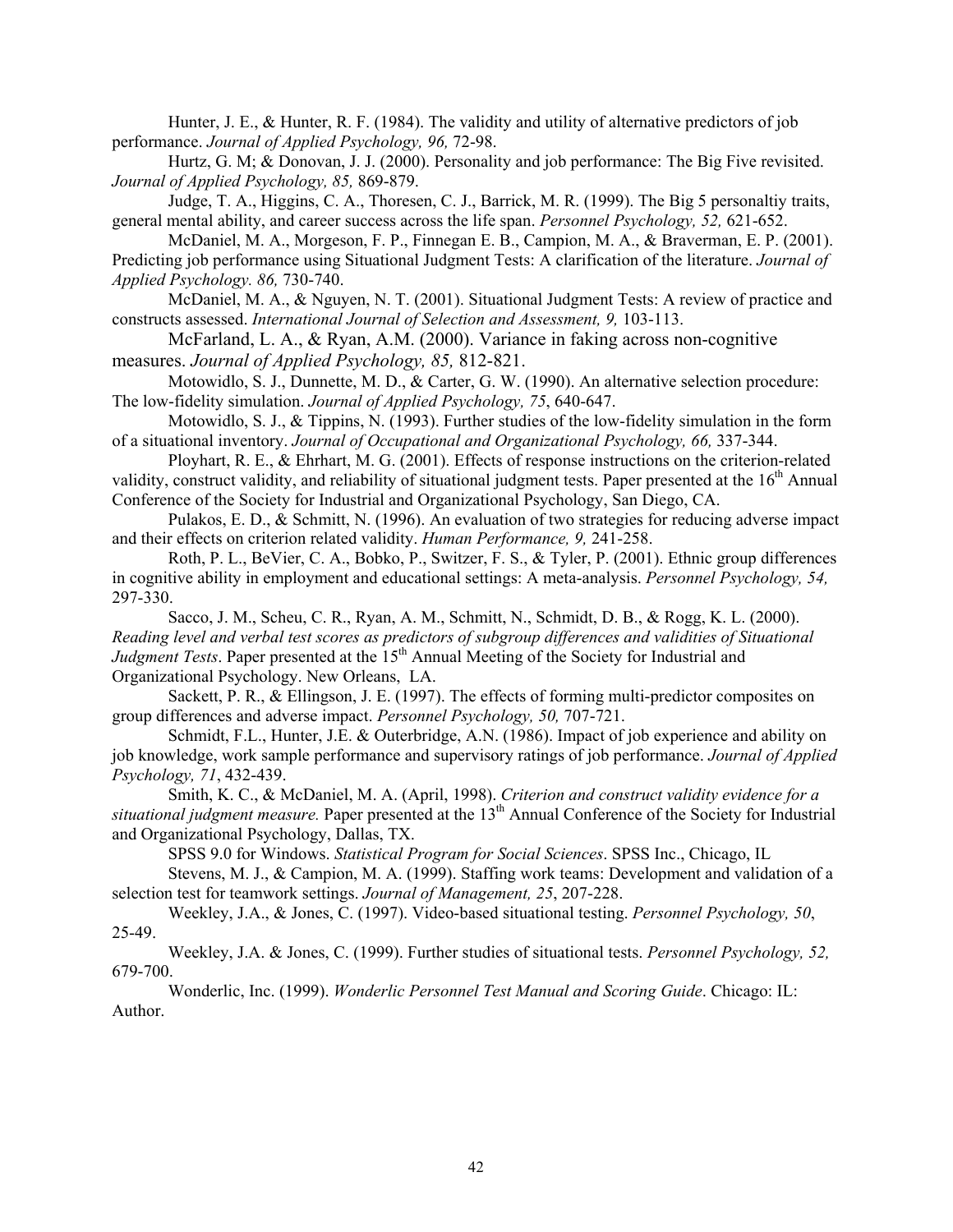Hunter, J. E., & Hunter, R. F. (1984). The validity and utility of alternative predictors of job performance. *Journal of Applied Psychology, 96,* 72-98.

Hurtz, G. M; & Donovan, J. J. (2000). Personality and job performance: The Big Five revisited. *Journal of Applied Psychology, 85,* 869-879.

Judge, T. A., Higgins, C. A., Thoresen, C. J., Barrick, M. R. (1999). The Big 5 personaltiy traits, general mental ability, and career success across the life span. *Personnel Psychology, 52,* 621-652.

McDaniel, M. A., Morgeson, F. P., Finnegan E. B., Campion, M. A., & Braverman, E. P. (2001). Predicting job performance using Situational Judgment Tests: A clarification of the literature. *Journal of Applied Psychology. 86,* 730-740.

McDaniel, M. A., & Nguyen, N. T. (2001). Situational Judgment Tests: A review of practice and constructs assessed. *International Journal of Selection and Assessment, 9,* 103-113.

McFarland, L. A., & Ryan, A.M. (2000). Variance in faking across non-cognitive measures. *Journal of Applied Psychology, 85,* 812-821.

Motowidlo, S. J., Dunnette, M. D., & Carter, G. W. (1990). An alternative selection procedure: The low-fidelity simulation. *Journal of Applied Psychology, 75*, 640-647.

Motowidlo, S. J., & Tippins, N. (1993). Further studies of the low-fidelity simulation in the form of a situational inventory. *Journal of Occupational and Organizational Psychology, 66,* 337-344.

Ployhart, R. E., & Ehrhart, M. G. (2001). Effects of response instructions on the criterion-related validity, construct validity, and reliability of situational judgment tests. Paper presented at the 16th Annual Conference of the Society for Industrial and Organizational Psychology, San Diego, CA.

Pulakos, E. D., & Schmitt, N. (1996). An evaluation of two strategies for reducing adverse impact and their effects on criterion related validity. *Human Performance, 9,* 241-258.

Roth, P. L., BeVier, C. A., Bobko, P., Switzer, F. S., & Tyler, P. (2001). Ethnic group differences in cognitive ability in employment and educational settings: A meta-analysis. *Personnel Psychology, 54,* 297-330.

Sacco, J. M., Scheu, C. R., Ryan, A. M., Schmitt, N., Schmidt, D. B., & Rogg, K. L. (2000). *Reading level and verbal test scores as predictors of subgroup differences and validities of Situational Judgment Tests*. Paper presented at the 15th Annual Meeting of the Society for Industrial and Organizational Psychology. New Orleans, LA.

Sackett, P. R., & Ellingson, J. E. (1997). The effects of forming multi-predictor composites on group differences and adverse impact. *Personnel Psychology, 50,* 707-721.

Schmidt, F.L., Hunter, J.E. & Outerbridge, A.N. (1986). Impact of job experience and ability on job knowledge, work sample performance and supervisory ratings of job performance. *Journal of Applied Psychology, 71*, 432-439.

Smith, K. C., & McDaniel, M. A. (April, 1998). *Criterion and construct validity evidence for a situational judgment measure.* Paper presented at the 13th Annual Conference of the Society for Industrial and Organizational Psychology, Dallas, TX.

SPSS 9.0 for Windows. *Statistical Program for Social Sciences*. SPSS Inc., Chicago, IL

Stevens, M. J., & Campion, M. A. (1999). Staffing work teams: Development and validation of a selection test for teamwork settings. *Journal of Management, 25*, 207-228.

Weekley, J.A., & Jones, C. (1997). Video-based situational testing. *Personnel Psychology, 50*, 25-49.

Weekley, J.A. & Jones, C. (1999). Further studies of situational tests. *Personnel Psychology, 52,* 679-700.

Wonderlic, Inc. (1999). *Wonderlic Personnel Test Manual and Scoring Guide*. Chicago: IL: Author.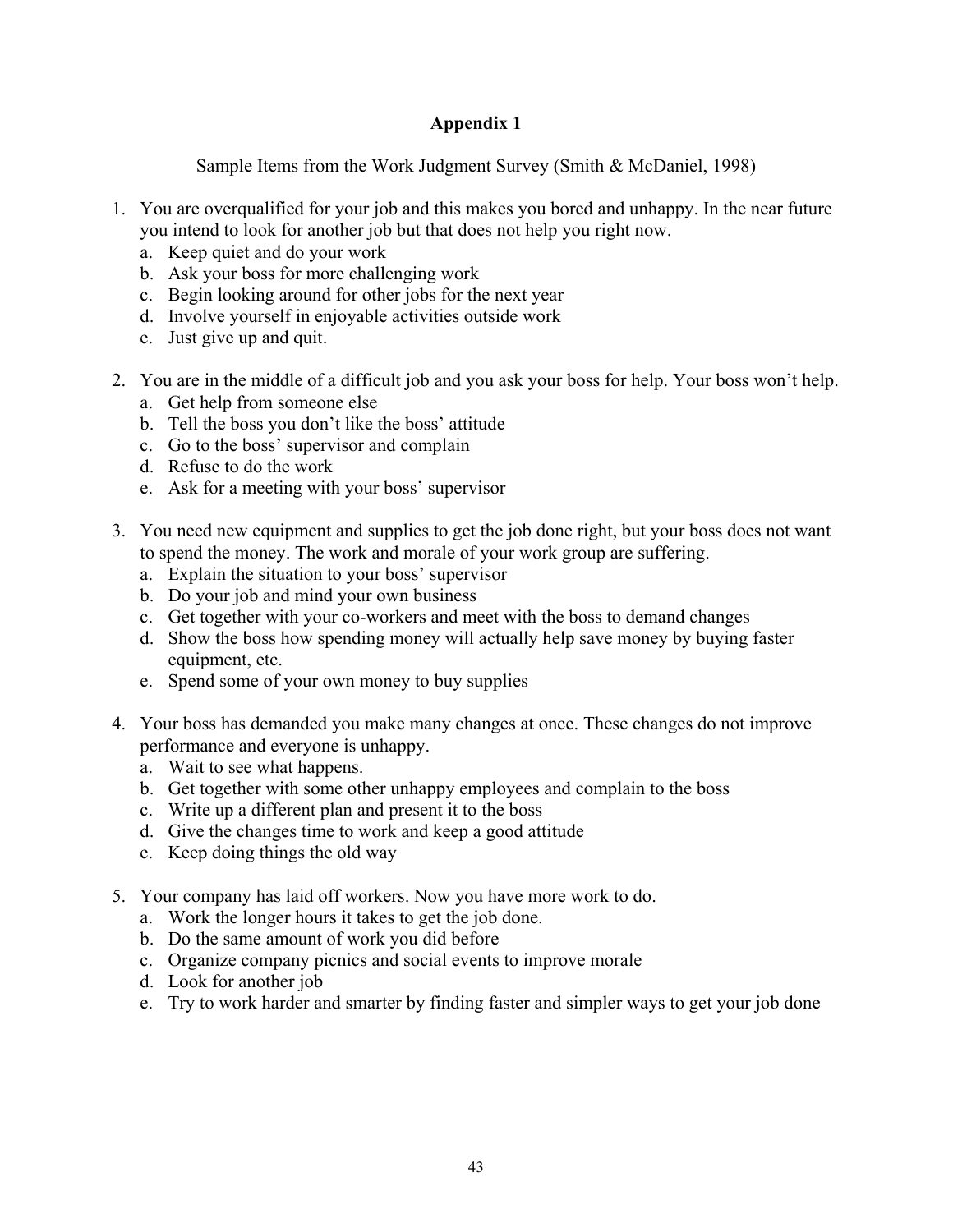# Appendix 1

Sample Items from the Work Judgment Survey (Smith & McDaniel, 1998)

1. You are overqualified for your job and this makes you bored and unhappy. In the near future you intend to look for another job but that does not help you right now.
   a. Keep quiet and do your work
   b. Ask your boss for more challenging work
   c. Begin looking around for other jobs for the next year
   d. Involve yourself in enjoyable activities outside work
   e. Just give up and quit.

2. You are in the middle of a difficult job and you ask your boss for help. Your boss won't help.
   a. Get help from someone else
   b. Tell the boss you don't like the boss' attitude
   c. Go to the boss' supervisor and complain
   d. Refuse to do the work
   e. Ask for a meeting with your boss' supervisor

3. You need new equipment and supplies to get the job done right, but your boss does not want to spend the money. The work and morale of your work group are suffering.
   a. Explain the situation to your boss' supervisor
   b. Do your job and mind your own business
   c. Get together with your co-workers and meet with the boss to demand changes
   d. Show the boss how spending money will actually help save money by buying faster equipment, etc.
   e. Spend some of your own money to buy supplies

4. Your boss has demanded you make many changes at once. These changes do not improve performance and everyone is unhappy.
   a. Wait to see what happens.
   b. Get together with some other unhappy employees and complain to the boss
   c. Write up a different plan and present it to the boss
   d. Give the changes time to work and keep a good attitude
   e. Keep doing things the old way

5. Your company has laid off workers. Now you have more work to do.
   a. Work the longer hours it takes to get the job done.
   b. Do the same amount of work you did before
   c. Organize company picnics and social events to improve morale
   d. Look for another job
   e. Try to work harder and smarter by finding faster and simpler ways to get your job done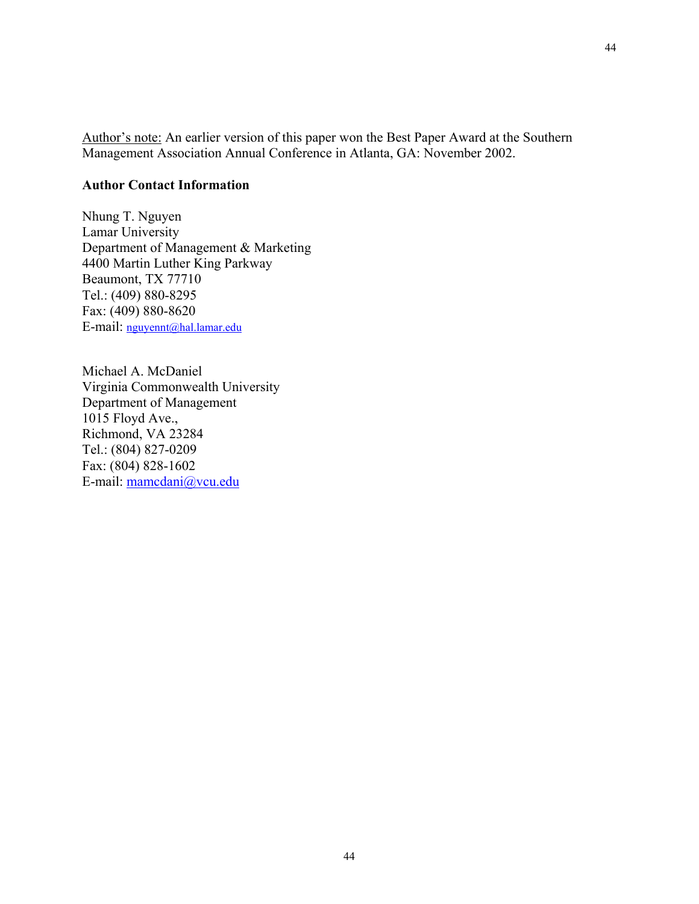Author's note: An earlier version of this paper won the Best Paper Award at the Southern Management Association Annual Conference in Atlanta, GA: November 2002.

**Author Contact Information**

Nhung T. Nguyen
Lamar University
Department of Management & Marketing
4400 Martin Luther King Parkway
Beaumont, TX 77710
Tel.: (409) 880-8295
Fax: (409) 880-8620
E-mail: nguyennt@hal.lamar.edu

Michael A. McDaniel
Virginia Commonwealth University
Department of Management
1015 Floyd Ave.,
Richmond, VA 23284
Tel.: (804) 827-0209
Fax: (804) 828-1602
E-mail: mamcdani@vcu.edu